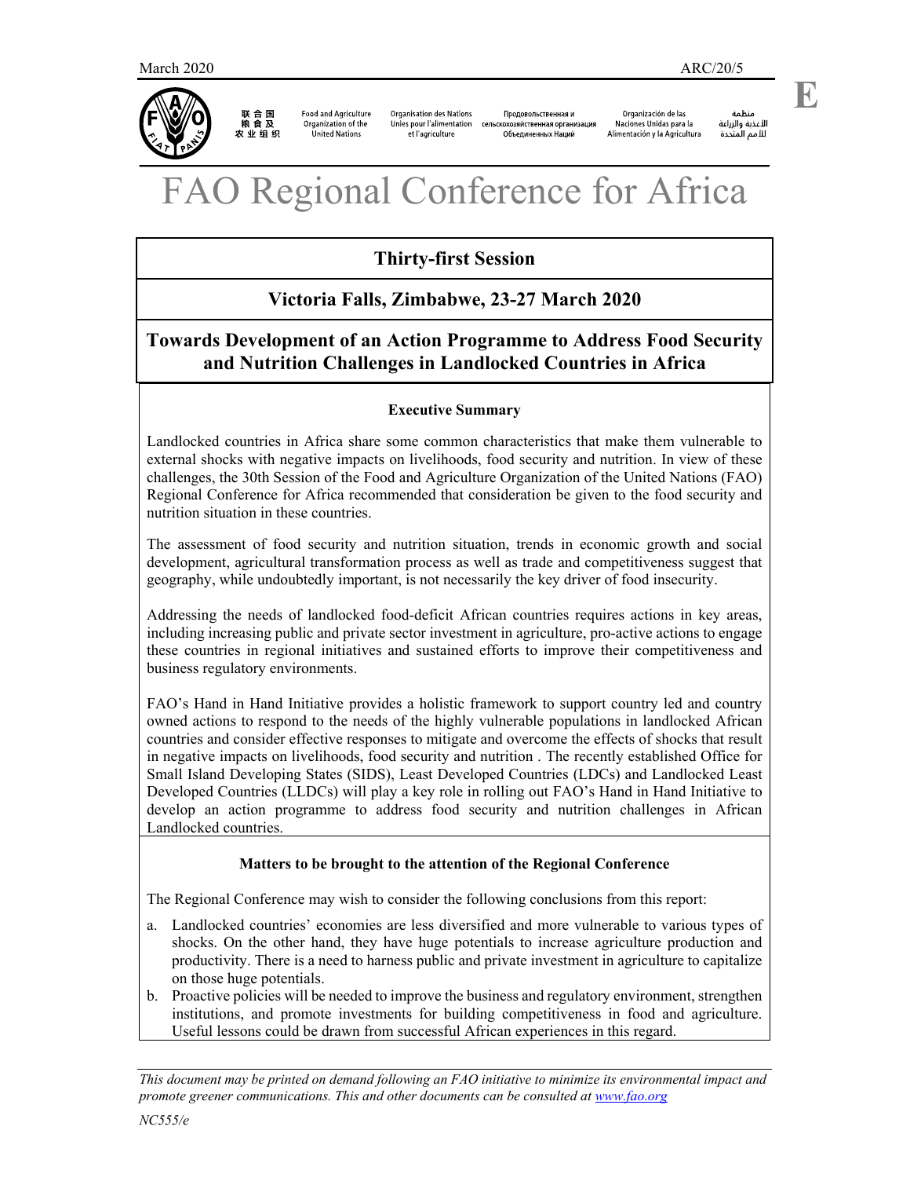March 2020 ARC/20/5

E

联合国粮食及农业组织 | Food and Agriculture Organization of the United Nations | Organisation des Nations Unies pour l'alimentation et l'agriculture | Продовольственная и сельскохозяйственная организация Объединенных Наций | Organización de las Naciones Unidas para la Alimentación y la Agricultura | منظمة الأغذية والزراعة للأمم المتحدة

# FAO Regional Conference for Africa

## Thirty-first Session

## Victoria Falls, Zimbabwe, 23-27 March 2020

## Towards Development of an Action Programme to Address Food Security and Nutrition Challenges in Landlocked Countries in Africa

### Executive Summary

Landlocked countries in Africa share some common characteristics that make them vulnerable to external shocks with negative impacts on livelihoods, food security and nutrition. In view of these challenges, the 30th Session of the Food and Agriculture Organization of the United Nations (FAO) Regional Conference for Africa recommended that consideration be given to the food security and nutrition situation in these countries.

The assessment of food security and nutrition situation, trends in economic growth and social development, agricultural transformation process as well as trade and competitiveness suggest that geography, while undoubtedly important, is not necessarily the key driver of food insecurity.

Addressing the needs of landlocked food-deficit African countries requires actions in key areas, including increasing public and private sector investment in agriculture, pro-active actions to engage these countries in regional initiatives and sustained efforts to improve their competitiveness and business regulatory environments.

FAO's Hand in Hand Initiative provides a holistic framework to support country led and country owned actions to respond to the needs of the highly vulnerable populations in landlocked African countries and consider effective responses to mitigate and overcome the effects of shocks that result in negative impacts on livelihoods, food security and nutrition . The recently established Office for Small Island Developing States (SIDS), Least Developed Countries (LDCs) and Landlocked Least Developed Countries (LLDCs) will play a key role in rolling out FAO's Hand in Hand Initiative to develop an action programme to address food security and nutrition challenges in African Landlocked countries.

### Matters to be brought to the attention of the Regional Conference

The Regional Conference may wish to consider the following conclusions from this report:

a. Landlocked countries' economies are less diversified and more vulnerable to various types of shocks. On the other hand, they have huge potentials to increase agriculture production and productivity. There is a need to harness public and private investment in agriculture to capitalize on those huge potentials.
b. Proactive policies will be needed to improve the business and regulatory environment, strengthen institutions, and promote investments for building competitiveness in food and agriculture. Useful lessons could be drawn from successful African experiences in this regard.

*This document may be printed on demand following an FAO initiative to minimize its environmental impact and promote greener communications. This and other documents can be consulted at www.fao.org*

*NC555/e*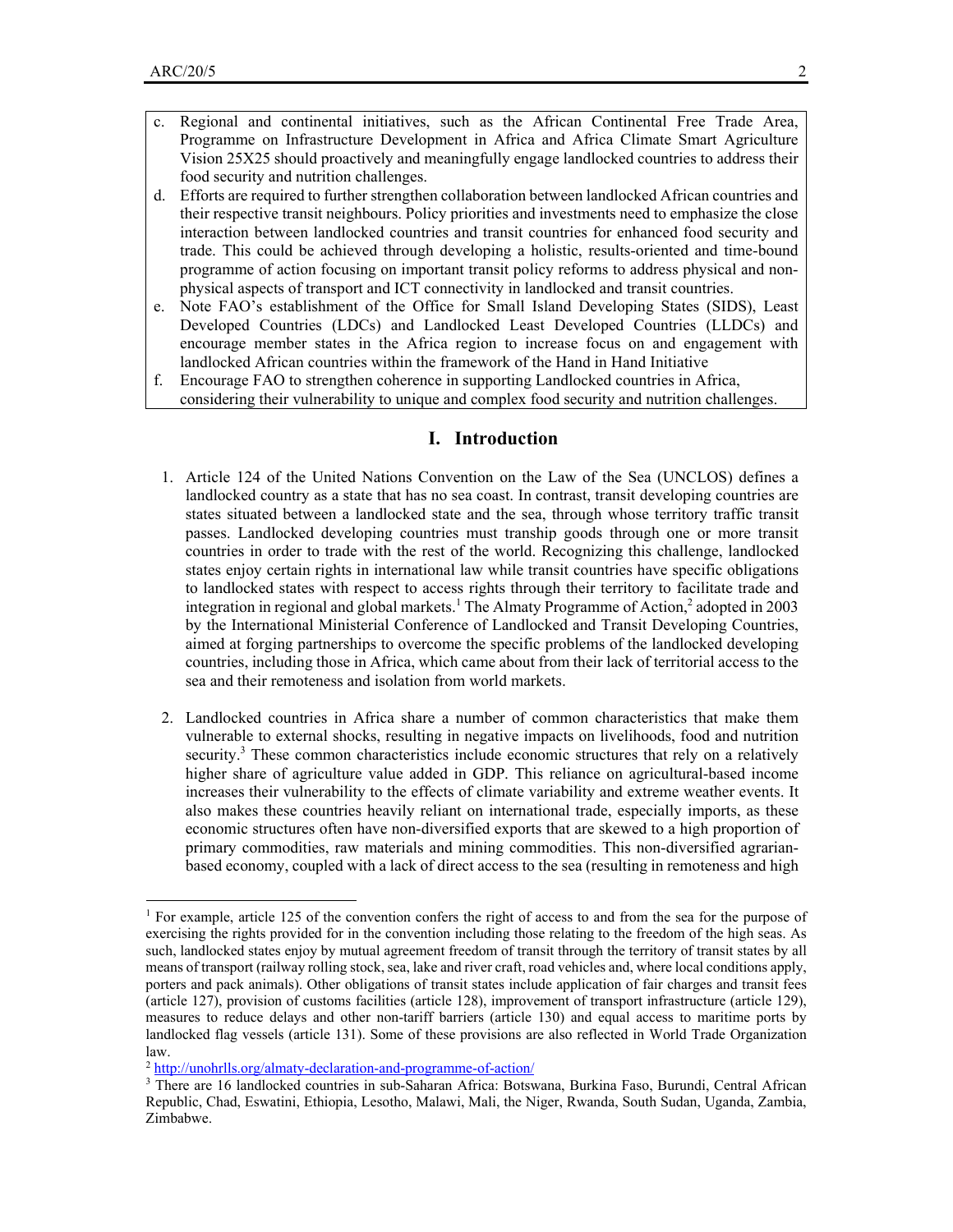c. Regional and continental initiatives, such as the African Continental Free Trade Area, Programme on Infrastructure Development in Africa and Africa Climate Smart Agriculture Vision 25X25 should proactively and meaningfully engage landlocked countries to address their food security and nutrition challenges.

d. Efforts are required to further strengthen collaboration between landlocked African countries and their respective transit neighbours. Policy priorities and investments need to emphasize the close interaction between landlocked countries and transit countries for enhanced food security and trade. This could be achieved through developing a holistic, results-oriented and time-bound programme of action focusing on important transit policy reforms to address physical and non-physical aspects of transport and ICT connectivity in landlocked and transit countries.

e. Note FAO's establishment of the Office for Small Island Developing States (SIDS), Least Developed Countries (LDCs) and Landlocked Least Developed Countries (LLDCs) and encourage member states in the Africa region to increase focus on and engagement with landlocked African countries within the framework of the Hand in Hand Initiative

f. Encourage FAO to strengthen coherence in supporting Landlocked countries in Africa, considering their vulnerability to unique and complex food security and nutrition challenges.

## I. Introduction

1. Article 124 of the United Nations Convention on the Law of the Sea (UNCLOS) defines a landlocked country as a state that has no sea coast. In contrast, transit developing countries are states situated between a landlocked state and the sea, through whose territory traffic transit passes. Landlocked developing countries must tranship goods through one or more transit countries in order to trade with the rest of the world. Recognizing this challenge, landlocked states enjoy certain rights in international law while transit countries have specific obligations to landlocked states with respect to access rights through their territory to facilitate trade and integration in regional and global markets.[1] The Almaty Programme of Action,[2] adopted in 2003 by the International Ministerial Conference of Landlocked and Transit Developing Countries, aimed at forging partnerships to overcome the specific problems of the landlocked developing countries, including those in Africa, which came about from their lack of territorial access to the sea and their remoteness and isolation from world markets.

2. Landlocked countries in Africa share a number of common characteristics that make them vulnerable to external shocks, resulting in negative impacts on livelihoods, food and nutrition security.[3] These common characteristics include economic structures that rely on a relatively higher share of agriculture value added in GDP. This reliance on agricultural-based income increases their vulnerability to the effects of climate variability and extreme weather events. It also makes these countries heavily reliant on international trade, especially imports, as these economic structures often have non-diversified exports that are skewed to a high proportion of primary commodities, raw materials and mining commodities. This non-diversified agrarian-based economy, coupled with a lack of direct access to the sea (resulting in remoteness and high

---

[1] For example, article 125 of the convention confers the right of access to and from the sea for the purpose of exercising the rights provided for in the convention including those relating to the freedom of the high seas. As such, landlocked states enjoy by mutual agreement freedom of transit through the territory of transit states by all means of transport (railway rolling stock, sea, lake and river craft, road vehicles and, where local conditions apply, porters and pack animals). Other obligations of transit states include application of fair charges and transit fees (article 127), provision of customs facilities (article 128), improvement of transport infrastructure (article 129), measures to reduce delays and other non-tariff barriers (article 130) and equal access to maritime ports by landlocked flag vessels (article 131). Some of these provisions are also reflected in World Trade Organization law.

[2] http://unohrlls.org/almaty-declaration-and-programme-of-action/

[3] There are 16 landlocked countries in sub-Saharan Africa: Botswana, Burkina Faso, Burundi, Central African Republic, Chad, Eswatini, Ethiopia, Lesotho, Malawi, Mali, the Niger, Rwanda, South Sudan, Uganda, Zambia, Zimbabwe.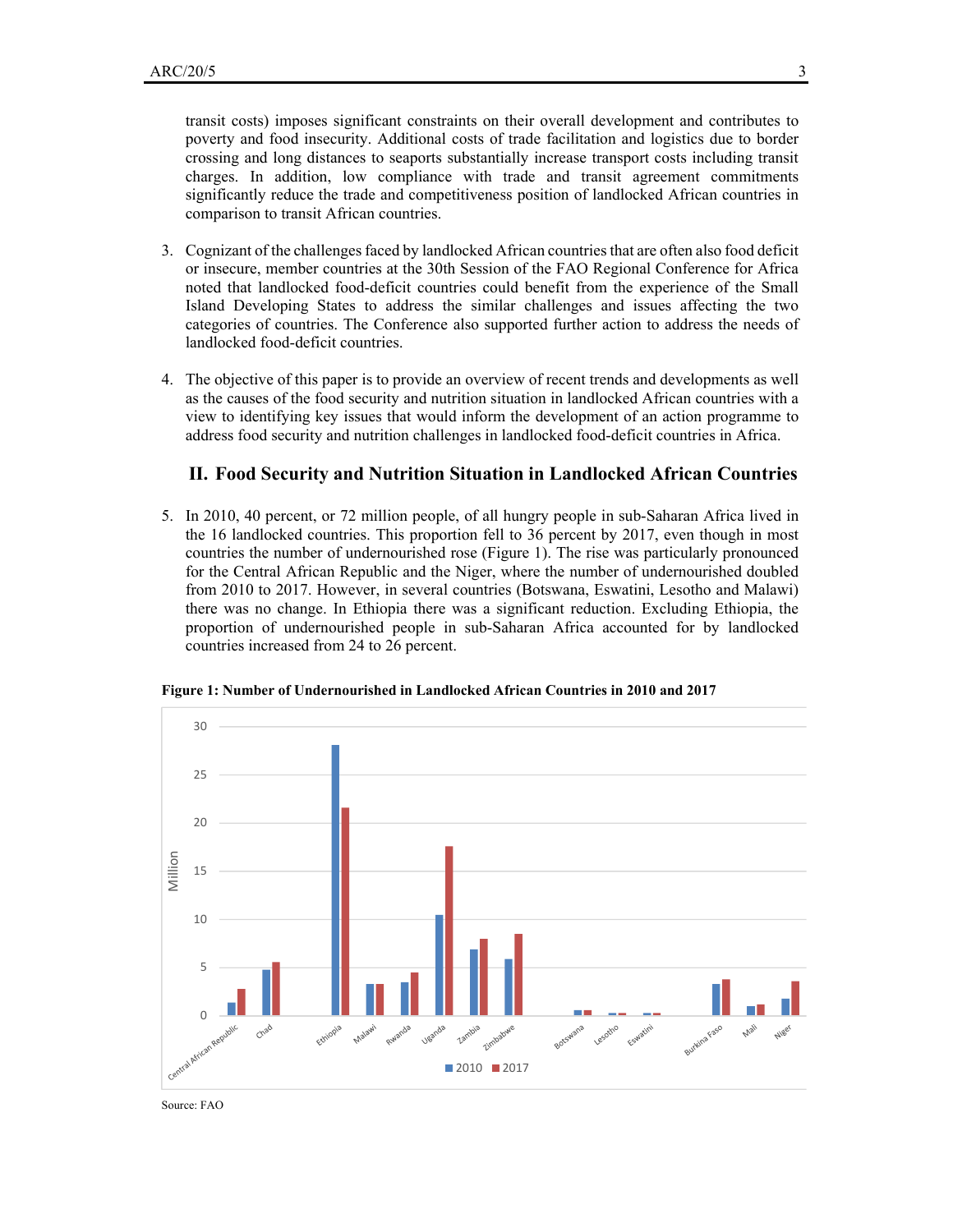transit costs) imposes significant constraints on their overall development and contributes to poverty and food insecurity. Additional costs of trade facilitation and logistics due to border crossing and long distances to seaports substantially increase transport costs including transit charges. In addition, low compliance with trade and transit agreement commitments significantly reduce the trade and competitiveness position of landlocked African countries in comparison to transit African countries.

3. Cognizant of the challenges faced by landlocked African countries that are often also food deficit or insecure, member countries at the 30th Session of the FAO Regional Conference for Africa noted that landlocked food-deficit countries could benefit from the experience of the Small Island Developing States to address the similar challenges and issues affecting the two categories of countries. The Conference also supported further action to address the needs of landlocked food-deficit countries.

4. The objective of this paper is to provide an overview of recent trends and developments as well as the causes of the food security and nutrition situation in landlocked African countries with a view to identifying key issues that would inform the development of an action programme to address food security and nutrition challenges in landlocked food-deficit countries in Africa.

## II. Food Security and Nutrition Situation in Landlocked African Countries

5. In 2010, 40 percent, or 72 million people, of all hungry people in sub-Saharan Africa lived in the 16 landlocked countries. This proportion fell to 36 percent by 2017, even though in most countries the number of undernourished rose (Figure 1). The rise was particularly pronounced for the Central African Republic and the Niger, where the number of undernourished doubled from 2010 to 2017. However, in several countries (Botswana, Eswatini, Lesotho and Malawi) there was no change. In Ethiopia there was a significant reduction. Excluding Ethiopia, the proportion of undernourished people in sub-Saharan Africa accounted for by landlocked countries increased from 24 to 26 percent.

**Figure 1: Number of Undernourished in Landlocked African Countries in 2010 and 2017**

Source: FAO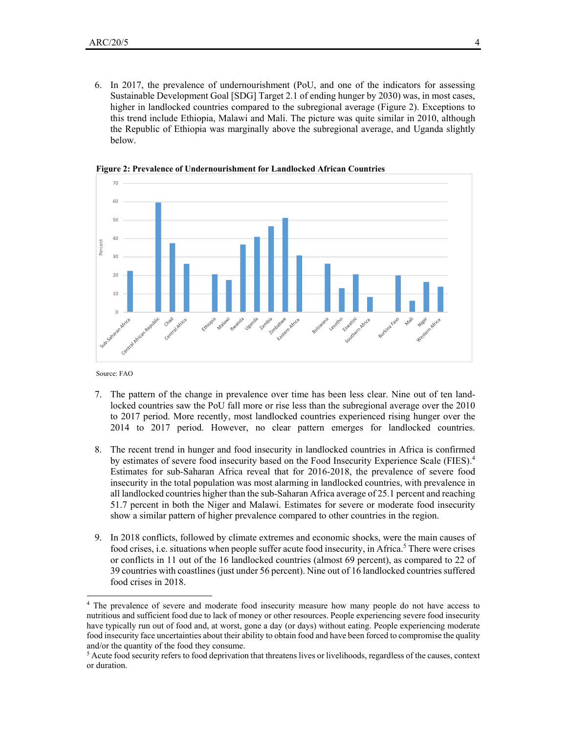6. In 2017, the prevalence of undernourishment (PoU, and one of the indicators for assessing Sustainable Development Goal [SDG] Target 2.1 of ending hunger by 2030) was, in most cases, higher in landlocked countries compared to the subregional average (Figure 2). Exceptions to this trend include Ethiopia, Malawi and Mali. The picture was quite similar in 2010, although the Republic of Ethiopia was marginally above the subregional average, and Uganda slightly below.

**Figure 2: Prevalence of Undernourishment for Landlocked African Countries**

Source: FAO

7. The pattern of the change in prevalence over time has been less clear. Nine out of ten landlocked countries saw the PoU fall more or rise less than the subregional average over the 2010 to 2017 period. More recently, most landlocked countries experienced rising hunger over the 2014 to 2017 period. However, no clear pattern emerges for landlocked countries.

8. The recent trend in hunger and food insecurity in landlocked countries in Africa is confirmed by estimates of severe food insecurity based on the Food Insecurity Experience Scale (FIES).[4] Estimates for sub-Saharan Africa reveal that for 2016-2018, the prevalence of severe food insecurity in the total population was most alarming in landlocked countries, with prevalence in all landlocked countries higher than the sub-Saharan Africa average of 25.1 percent and reaching 51.7 percent in both the Niger and Malawi. Estimates for severe or moderate food insecurity show a similar pattern of higher prevalence compared to other countries in the region.

9. In 2018 conflicts, followed by climate extremes and economic shocks, were the main causes of food crises, i.e. situations when people suffer acute food insecurity, in Africa.[5] There were crises or conflicts in 11 out of the 16 landlocked countries (almost 69 percent), as compared to 22 of 39 countries with coastlines (just under 56 percent). Nine out of 16 landlocked countries suffered food crises in 2018.

---

[4] The prevalence of severe and moderate food insecurity measure how many people do not have access to nutritious and sufficient food due to lack of money or other resources. People experiencing severe food insecurity have typically run out of food and, at worst, gone a day (or days) without eating. People experiencing moderate food insecurity face uncertainties about their ability to obtain food and have been forced to compromise the quality and/or the quantity of the food they consume.

[5] Acute food security refers to food deprivation that threatens lives or livelihoods, regardless of the causes, context or duration.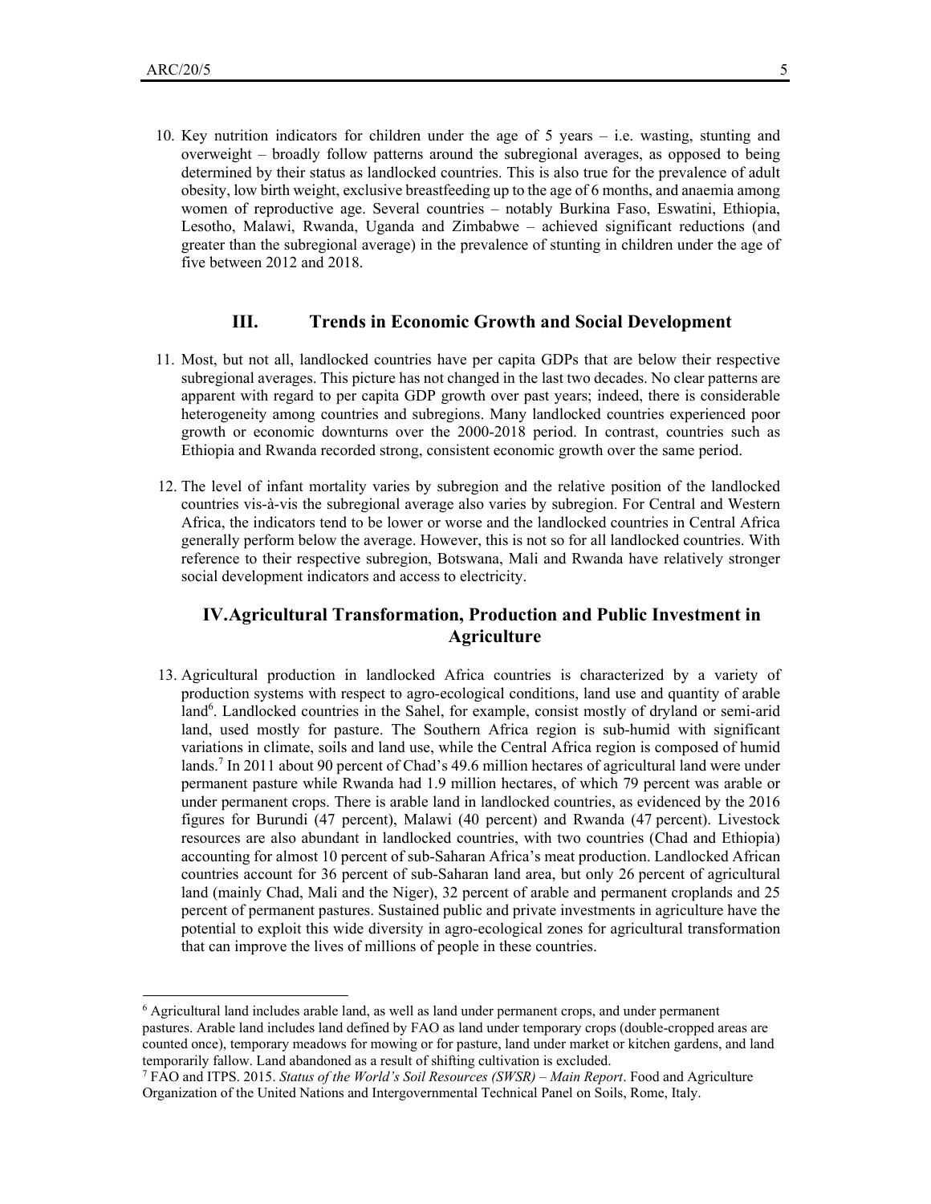10. Key nutrition indicators for children under the age of 5 years – i.e. wasting, stunting and overweight – broadly follow patterns around the subregional averages, as opposed to being determined by their status as landlocked countries. This is also true for the prevalence of adult obesity, low birth weight, exclusive breastfeeding up to the age of 6 months, and anaemia among women of reproductive age. Several countries – notably Burkina Faso, Eswatini, Ethiopia, Lesotho, Malawi, Rwanda, Uganda and Zimbabwe – achieved significant reductions (and greater than the subregional average) in the prevalence of stunting in children under the age of five between 2012 and 2018.

## III. Trends in Economic Growth and Social Development

11. Most, but not all, landlocked countries have per capita GDPs that are below their respective subregional averages. This picture has not changed in the last two decades. No clear patterns are apparent with regard to per capita GDP growth over past years; indeed, there is considerable heterogeneity among countries and subregions. Many landlocked countries experienced poor growth or economic downturns over the 2000-2018 period. In contrast, countries such as Ethiopia and Rwanda recorded strong, consistent economic growth over the same period.

12. The level of infant mortality varies by subregion and the relative position of the landlocked countries vis-à-vis the subregional average also varies by subregion. For Central and Western Africa, the indicators tend to be lower or worse and the landlocked countries in Central Africa generally perform below the average. However, this is not so for all landlocked countries. With reference to their respective subregion, Botswana, Mali and Rwanda have relatively stronger social development indicators and access to electricity.

## IV. Agricultural Transformation, Production and Public Investment in Agriculture

13. Agricultural production in landlocked Africa countries is characterized by a variety of production systems with respect to agro-ecological conditions, land use and quantity of arable land[6]. Landlocked countries in the Sahel, for example, consist mostly of dryland or semi-arid land, used mostly for pasture. The Southern Africa region is sub-humid with significant variations in climate, soils and land use, while the Central Africa region is composed of humid lands.[7] In 2011 about 90 percent of Chad's 49.6 million hectares of agricultural land were under permanent pasture while Rwanda had 1.9 million hectares, of which 79 percent was arable or under permanent crops. There is arable land in landlocked countries, as evidenced by the 2016 figures for Burundi (47 percent), Malawi (40 percent) and Rwanda (47 percent). Livestock resources are also abundant in landlocked countries, with two countries (Chad and Ethiopia) accounting for almost 10 percent of sub-Saharan Africa's meat production. Landlocked African countries account for 36 percent of sub-Saharan land area, but only 26 percent of agricultural land (mainly Chad, Mali and the Niger), 32 percent of arable and permanent croplands and 25 percent of permanent pastures. Sustained public and private investments in agriculture have the potential to exploit this wide diversity in agro-ecological zones for agricultural transformation that can improve the lives of millions of people in these countries.

---

[6] Agricultural land includes arable land, as well as land under permanent crops, and under permanent pastures. Arable land includes land defined by FAO as land under temporary crops (double-cropped areas are counted once), temporary meadows for mowing or for pasture, land under market or kitchen gardens, and land temporarily fallow. Land abandoned as a result of shifting cultivation is excluded.

[7] FAO and ITPS. 2015. *Status of the World's Soil Resources (SWSR) – Main Report*. Food and Agriculture Organization of the United Nations and Intergovernmental Technical Panel on Soils, Rome, Italy.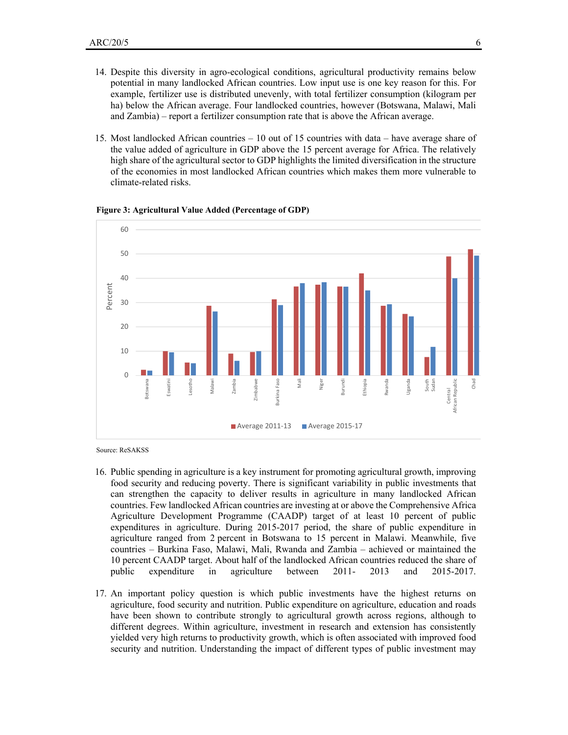14. Despite this diversity in agro-ecological conditions, agricultural productivity remains below potential in many landlocked African countries. Low input use is one key reason for this. For example, fertilizer use is distributed unevenly, with total fertilizer consumption (kilogram per ha) below the African average. Four landlocked countries, however (Botswana, Malawi, Mali and Zambia) – report a fertilizer consumption rate that is above the African average.

15. Most landlocked African countries – 10 out of 15 countries with data – have average share of the value added of agriculture in GDP above the 15 percent average for Africa. The relatively high share of the agricultural sector to GDP highlights the limited diversification in the structure of the economies in most landlocked African countries which makes them more vulnerable to climate-related risks.

**Figure 3: Agricultural Value Added (Percentage of GDP)**

Source: ReSAKSS

16. Public spending in agriculture is a key instrument for promoting agricultural growth, improving food security and reducing poverty. There is significant variability in public investments that can strengthen the capacity to deliver results in agriculture in many landlocked African countries. Few landlocked African countries are investing at or above the Comprehensive Africa Agriculture Development Programme (CAADP) target of at least 10 percent of public expenditures in agriculture. During 2015-2017 period, the share of public expenditure in agriculture ranged from 2 percent in Botswana to 15 percent in Malawi. Meanwhile, five countries – Burkina Faso, Malawi, Mali, Rwanda and Zambia – achieved or maintained the 10 percent CAADP target. About half of the landlocked African countries reduced the share of public expenditure in agriculture between 2011- 2013 and 2015-2017.

17. An important policy question is which public investments have the highest returns on agriculture, food security and nutrition. Public expenditure on agriculture, education and roads have been shown to contribute strongly to agricultural growth across regions, although to different degrees. Within agriculture, investment in research and extension has consistently yielded very high returns to productivity growth, which is often associated with improved food security and nutrition. Understanding the impact of different types of public investment may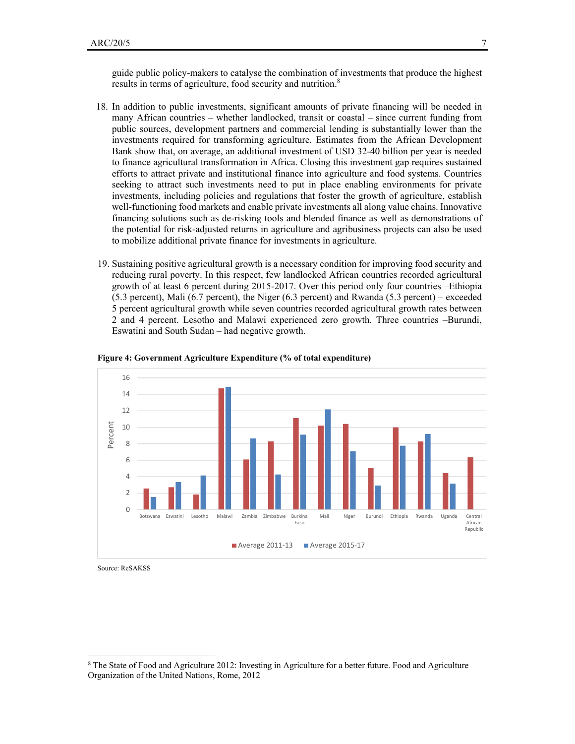guide public policy-makers to catalyse the combination of investments that produce the highest results in terms of agriculture, food security and nutrition.[8]

18. In addition to public investments, significant amounts of private financing will be needed in many African countries – whether landlocked, transit or coastal – since current funding from public sources, development partners and commercial lending is substantially lower than the investments required for transforming agriculture. Estimates from the African Development Bank show that, on average, an additional investment of USD 32-40 billion per year is needed to finance agricultural transformation in Africa. Closing this investment gap requires sustained efforts to attract private and institutional finance into agriculture and food systems. Countries seeking to attract such investments need to put in place enabling environments for private investments, including policies and regulations that foster the growth of agriculture, establish well-functioning food markets and enable private investments all along value chains. Innovative financing solutions such as de-risking tools and blended finance as well as demonstrations of the potential for risk-adjusted returns in agriculture and agribusiness projects can also be used to mobilize additional private finance for investments in agriculture.

19. Sustaining positive agricultural growth is a necessary condition for improving food security and reducing rural poverty. In this respect, few landlocked African countries recorded agricultural growth of at least 6 percent during 2015-2017. Over this period only four countries –Ethiopia (5.3 percent), Mali (6.7 percent), the Niger (6.3 percent) and Rwanda (5.3 percent) – exceeded 5 percent agricultural growth while seven countries recorded agricultural growth rates between 2 and 4 percent. Lesotho and Malawi experienced zero growth. Three countries –Burundi, Eswatini and South Sudan – had negative growth.

**Figure 4: Government Agriculture Expenditure (% of total expenditure)**

| Country | Average 2011-13 | Average 2015-17 |
|---|---|---|
| Botswana | 2.6 | 1.5 |
| Eswatini | 2.7 | 3.3 |
| Lesotho | 1.8 | 4.1 |
| Malawi | 14.7 | 14.9 |
| Zambia | 6.1 | 8.6 |
| Zimbabwe | 8.3 | 4.2 |
| Burkina Faso | 11.1 | 9.1 |
| Mali | 10.2 | 12.1 |
| Niger | 10.4 | 7.1 |
| Burundi | 5.1 | 2.9 |
| Ethiopia | 10.0 | 7.7 |
| Rwanda | 8.3 | 9.2 |
| Uganda | 4.4 | 3.1 |
| Central African Republic | 6.3 | |

Source: ReSAKSS

[8] The State of Food and Agriculture 2012: Investing in Agriculture for a better future. Food and Agriculture Organization of the United Nations, Rome, 2012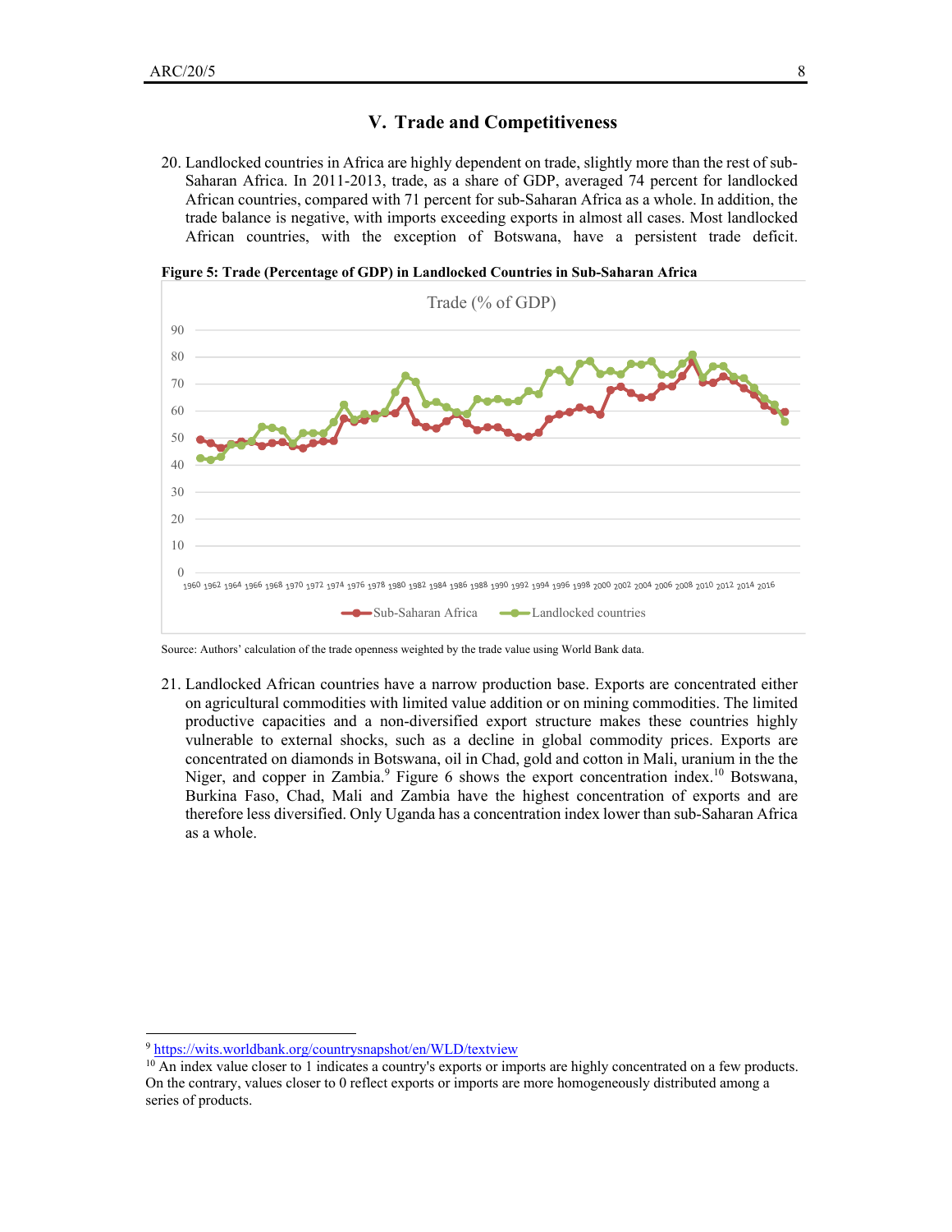## V. Trade and Competitiveness

20. Landlocked countries in Africa are highly dependent on trade, slightly more than the rest of sub-Saharan Africa. In 2011-2013, trade, as a share of GDP, averaged 74 percent for landlocked African countries, compared with 71 percent for sub-Saharan Africa as a whole. In addition, the trade balance is negative, with imports exceeding exports in almost all cases. Most landlocked African countries, with the exception of Botswana, have a persistent trade deficit.

**Figure 5: Trade (Percentage of GDP) in Landlocked Countries in Sub-Saharan Africa**

Source: Authors' calculation of the trade openness weighted by the trade value using World Bank data.

21. Landlocked African countries have a narrow production base. Exports are concentrated either on agricultural commodities with limited value addition or on mining commodities. The limited productive capacities and a non-diversified export structure makes these countries highly vulnerable to external shocks, such as a decline in global commodity prices. Exports are concentrated on diamonds in Botswana, oil in Chad, gold and cotton in Mali, uranium in the the Niger, and copper in Zambia.[9] Figure 6 shows the export concentration index.[10] Botswana, Burkina Faso, Chad, Mali and Zambia have the highest concentration of exports and are therefore less diversified. Only Uganda has a concentration index lower than sub-Saharan Africa as a whole.

---

[9] https://wits.worldbank.org/countrysnapshot/en/WLD/textview

[10] An index value closer to 1 indicates a country's exports or imports are highly concentrated on a few products. On the contrary, values closer to 0 reflect exports or imports are more homogeneously distributed among a series of products.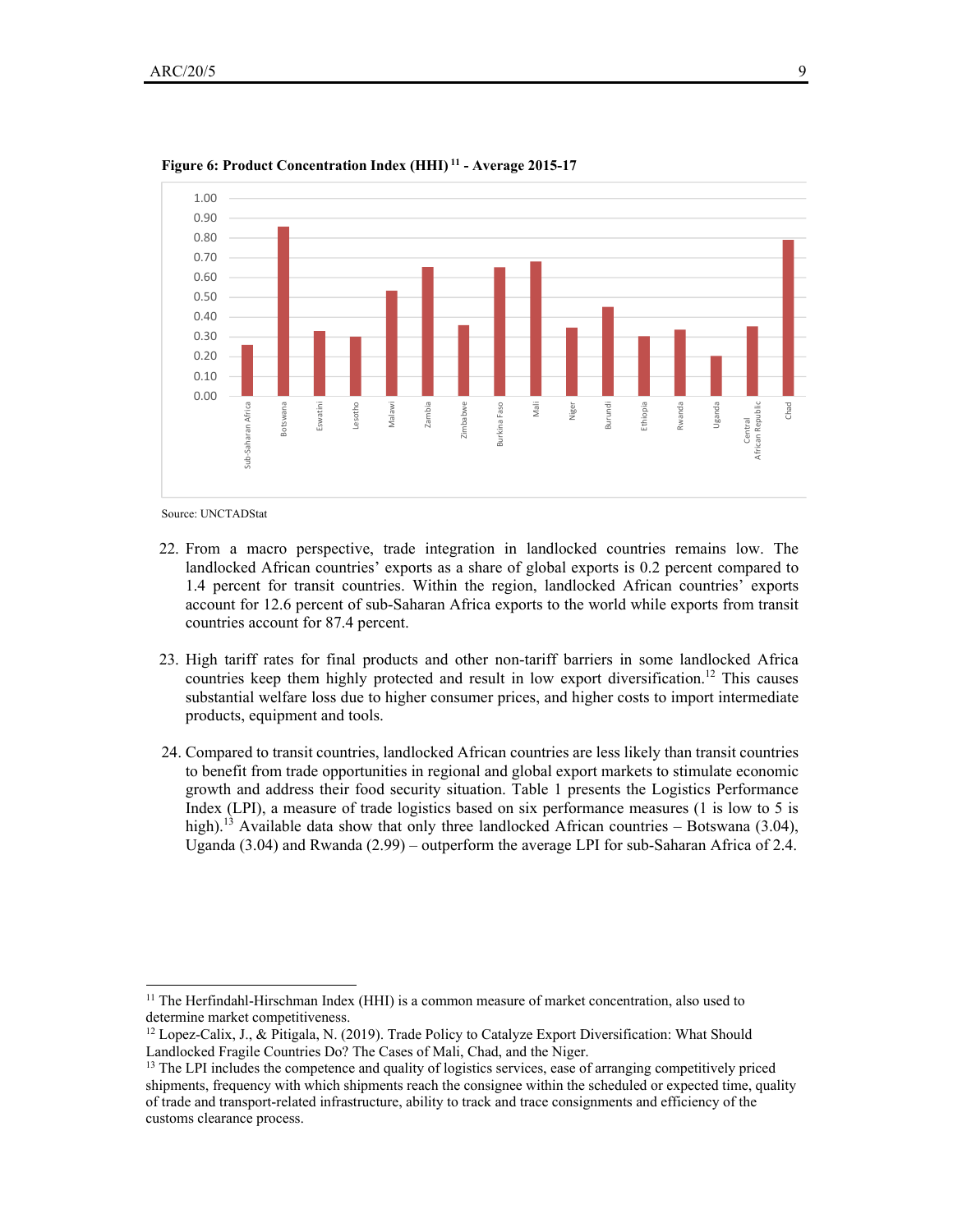**Figure 6: Product Concentration Index (HHI)[11] - Average 2015-17**

Source: UNCTADStat

22. From a macro perspective, trade integration in landlocked countries remains low. The landlocked African countries' exports as a share of global exports is 0.2 percent compared to 1.4 percent for transit countries. Within the region, landlocked African countries' exports account for 12.6 percent of sub-Saharan Africa exports to the world while exports from transit countries account for 87.4 percent.

23. High tariff rates for final products and other non-tariff barriers in some landlocked Africa countries keep them highly protected and result in low export diversification.[12] This causes substantial welfare loss due to higher consumer prices, and higher costs to import intermediate products, equipment and tools.

24. Compared to transit countries, landlocked African countries are less likely than transit countries to benefit from trade opportunities in regional and global export markets to stimulate economic growth and address their food security situation. Table 1 presents the Logistics Performance Index (LPI), a measure of trade logistics based on six performance measures (1 is low to 5 is high).[13] Available data show that only three landlocked African countries – Botswana (3.04), Uganda (3.04) and Rwanda (2.99) – outperform the average LPI for sub-Saharan Africa of 2.4.

---

[11] The Herfindahl-Hirschman Index (HHI) is a common measure of market concentration, also used to determine market competitiveness.

[12] Lopez-Calix, J., & Pitigala, N. (2019). Trade Policy to Catalyze Export Diversification: What Should Landlocked Fragile Countries Do? The Cases of Mali, Chad, and the Niger.

[13] The LPI includes the competence and quality of logistics services, ease of arranging competitively priced shipments, frequency with which shipments reach the consignee within the scheduled or expected time, quality of trade and transport-related infrastructure, ability to track and trace consignments and efficiency of the customs clearance process.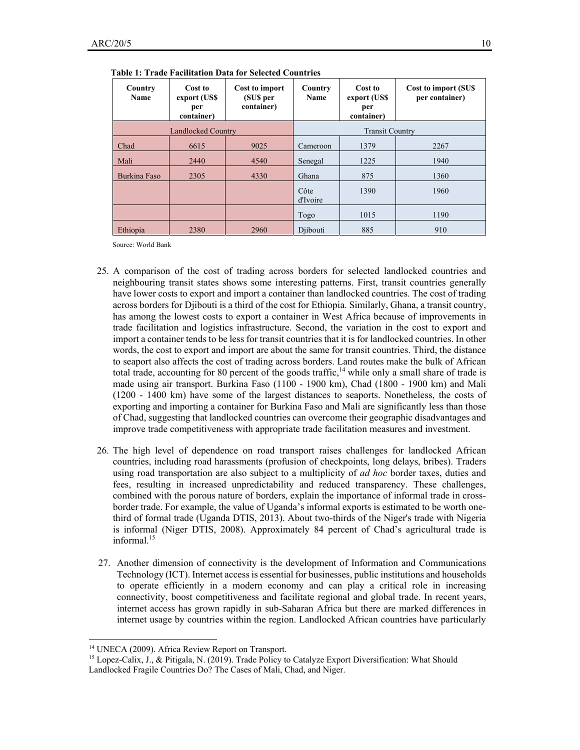**Table 1: Trade Facilitation Data for Selected Countries**

| Country Name | Cost to export (US$ per container) | Cost to import (SU$ per container) | Country Name | Cost to export (US$ per container) | Cost to import (SU$ per container) |
|---|---|---|---|---|---|
| Landlocked Country | | | Transit Country | | |
| Chad | 6615 | 9025 | Cameroon | 1379 | 2267 |
| Mali | 2440 | 4540 | Senegal | 1225 | 1940 |
| Burkina Faso | 2305 | 4330 | Ghana | 875 | 1360 |
| | | | Côte d'Ivoire | 1390 | 1960 |
| | | | Togo | 1015 | 1190 |
| Ethiopia | 2380 | 2960 | Djibouti | 885 | 910 |

Source: World Bank

25. A comparison of the cost of trading across borders for selected landlocked countries and neighbouring transit states shows some interesting patterns. First, transit countries generally have lower costs to export and import a container than landlocked countries. The cost of trading across borders for Djibouti is a third of the cost for Ethiopia. Similarly, Ghana, a transit country, has among the lowest costs to export a container in West Africa because of improvements in trade facilitation and logistics infrastructure. Second, the variation in the cost to export and import a container tends to be less for transit countries that it is for landlocked countries. In other words, the cost to export and import are about the same for transit countries. Third, the distance to seaport also affects the cost of trading across borders. Land routes make the bulk of African total trade, accounting for 80 percent of the goods traffic,[14] while only a small share of trade is made using air transport. Burkina Faso (1100 - 1900 km), Chad (1800 - 1900 km) and Mali (1200 - 1400 km) have some of the largest distances to seaports. Nonetheless, the costs of exporting and importing a container for Burkina Faso and Mali are significantly less than those of Chad, suggesting that landlocked countries can overcome their geographic disadvantages and improve trade competitiveness with appropriate trade facilitation measures and investment.

26. The high level of dependence on road transport raises challenges for landlocked African countries, including road harassments (profusion of checkpoints, long delays, bribes). Traders using road transportation are also subject to a multiplicity of *ad hoc* border taxes, duties and fees, resulting in increased unpredictability and reduced transparency. These challenges, combined with the porous nature of borders, explain the importance of informal trade in cross-border trade. For example, the value of Uganda's informal exports is estimated to be worth one-third of formal trade (Uganda DTIS, 2013). About two-thirds of the Niger's trade with Nigeria is informal (Niger DTIS, 2008). Approximately 84 percent of Chad's agricultural trade is informal.[15]

27. Another dimension of connectivity is the development of Information and Communications Technology (ICT). Internet access is essential for businesses, public institutions and households to operate efficiently in a modern economy and can play a critical role in increasing connectivity, boost competitiveness and facilitate regional and global trade. In recent years, internet access has grown rapidly in sub-Saharan Africa but there are marked differences in internet usage by countries within the region. Landlocked African countries have particularly

[14] UNECA (2009). Africa Review Report on Transport.

[15] Lopez-Calix, J., & Pitigala, N. (2019). Trade Policy to Catalyze Export Diversification: What Should Landlocked Fragile Countries Do? The Cases of Mali, Chad, and Niger.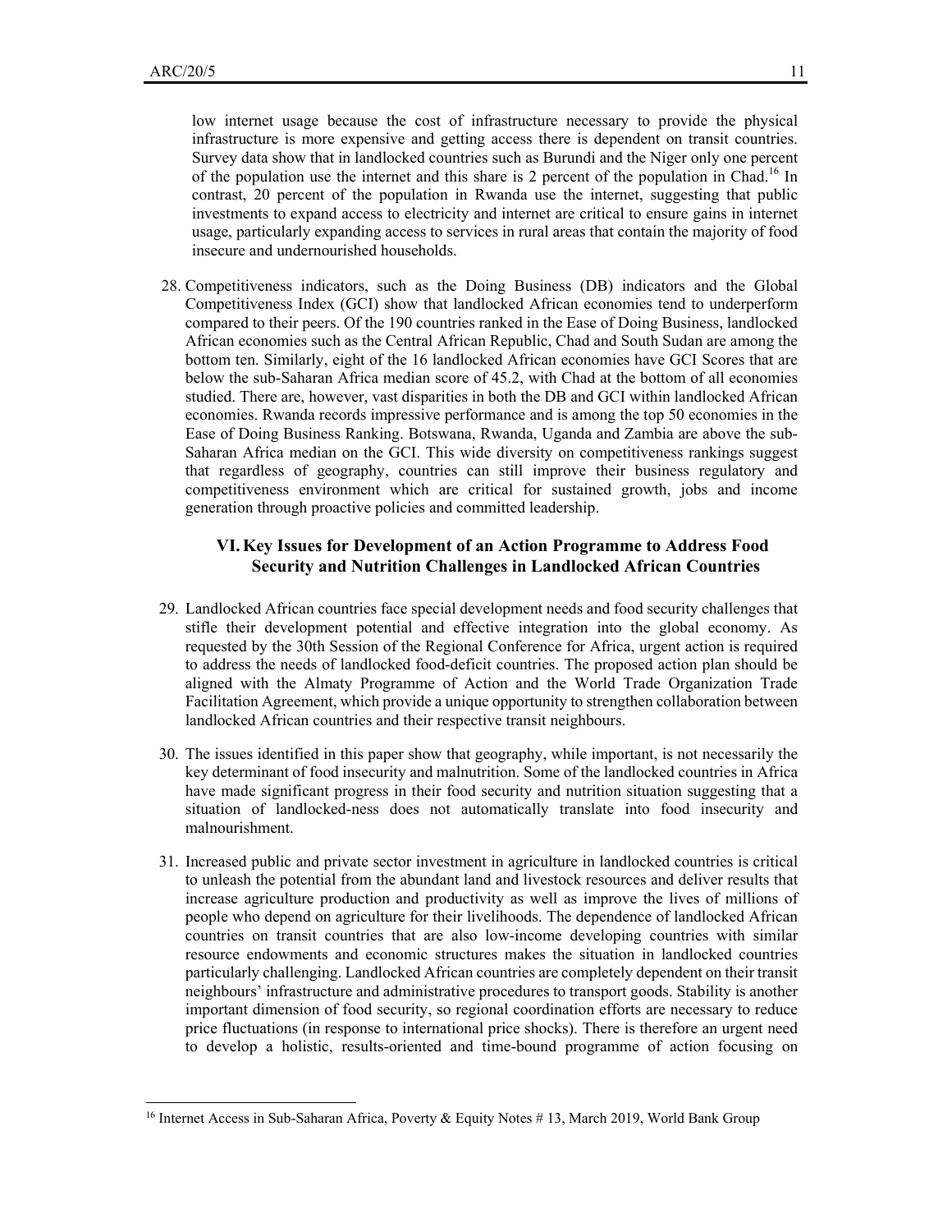low internet usage because the cost of infrastructure necessary to provide the physical infrastructure is more expensive and getting access there is dependent on transit countries. Survey data show that in landlocked countries such as Burundi and the Niger only one percent of the population use the internet and this share is 2 percent of the population in Chad.[16] In contrast, 20 percent of the population in Rwanda use the internet, suggesting that public investments to expand access to electricity and internet are critical to ensure gains in internet usage, particularly expanding access to services in rural areas that contain the majority of food insecure and undernourished households.

28. Competitiveness indicators, such as the Doing Business (DB) indicators and the Global Competitiveness Index (GCI) show that landlocked African economies tend to underperform compared to their peers. Of the 190 countries ranked in the Ease of Doing Business, landlocked African economies such as the Central African Republic, Chad and South Sudan are among the bottom ten. Similarly, eight of the 16 landlocked African economies have GCI Scores that are below the sub-Saharan Africa median score of 45.2, with Chad at the bottom of all economies studied. There are, however, vast disparities in both the DB and GCI within landlocked African economies. Rwanda records impressive performance and is among the top 50 economies in the Ease of Doing Business Ranking. Botswana, Rwanda, Uganda and Zambia are above the sub-Saharan Africa median on the GCI. This wide diversity on competitiveness rankings suggest that regardless of geography, countries can still improve their business regulatory and competitiveness environment which are critical for sustained growth, jobs and income generation through proactive policies and committed leadership.

## VI. Key Issues for Development of an Action Programme to Address Food Security and Nutrition Challenges in Landlocked African Countries

29. Landlocked African countries face special development needs and food security challenges that stifle their development potential and effective integration into the global economy. As requested by the 30th Session of the Regional Conference for Africa, urgent action is required to address the needs of landlocked food-deficit countries. The proposed action plan should be aligned with the Almaty Programme of Action and the World Trade Organization Trade Facilitation Agreement, which provide a unique opportunity to strengthen collaboration between landlocked African countries and their respective transit neighbours.

30. The issues identified in this paper show that geography, while important, is not necessarily the key determinant of food insecurity and malnutrition. Some of the landlocked countries in Africa have made significant progress in their food security and nutrition situation suggesting that a situation of landlocked-ness does not automatically translate into food insecurity and malnourishment.

31. Increased public and private sector investment in agriculture in landlocked countries is critical to unleash the potential from the abundant land and livestock resources and deliver results that increase agriculture production and productivity as well as improve the lives of millions of people who depend on agriculture for their livelihoods. The dependence of landlocked African countries on transit countries that are also low-income developing countries with similar resource endowments and economic structures makes the situation in landlocked countries particularly challenging. Landlocked African countries are completely dependent on their transit neighbours' infrastructure and administrative procedures to transport goods. Stability is another important dimension of food security, so regional coordination efforts are necessary to reduce price fluctuations (in response to international price shocks). There is therefore an urgent need to develop a holistic, results-oriented and time-bound programme of action focusing on

[16] Internet Access in Sub-Saharan Africa, Poverty & Equity Notes # 13, March 2019, World Bank Group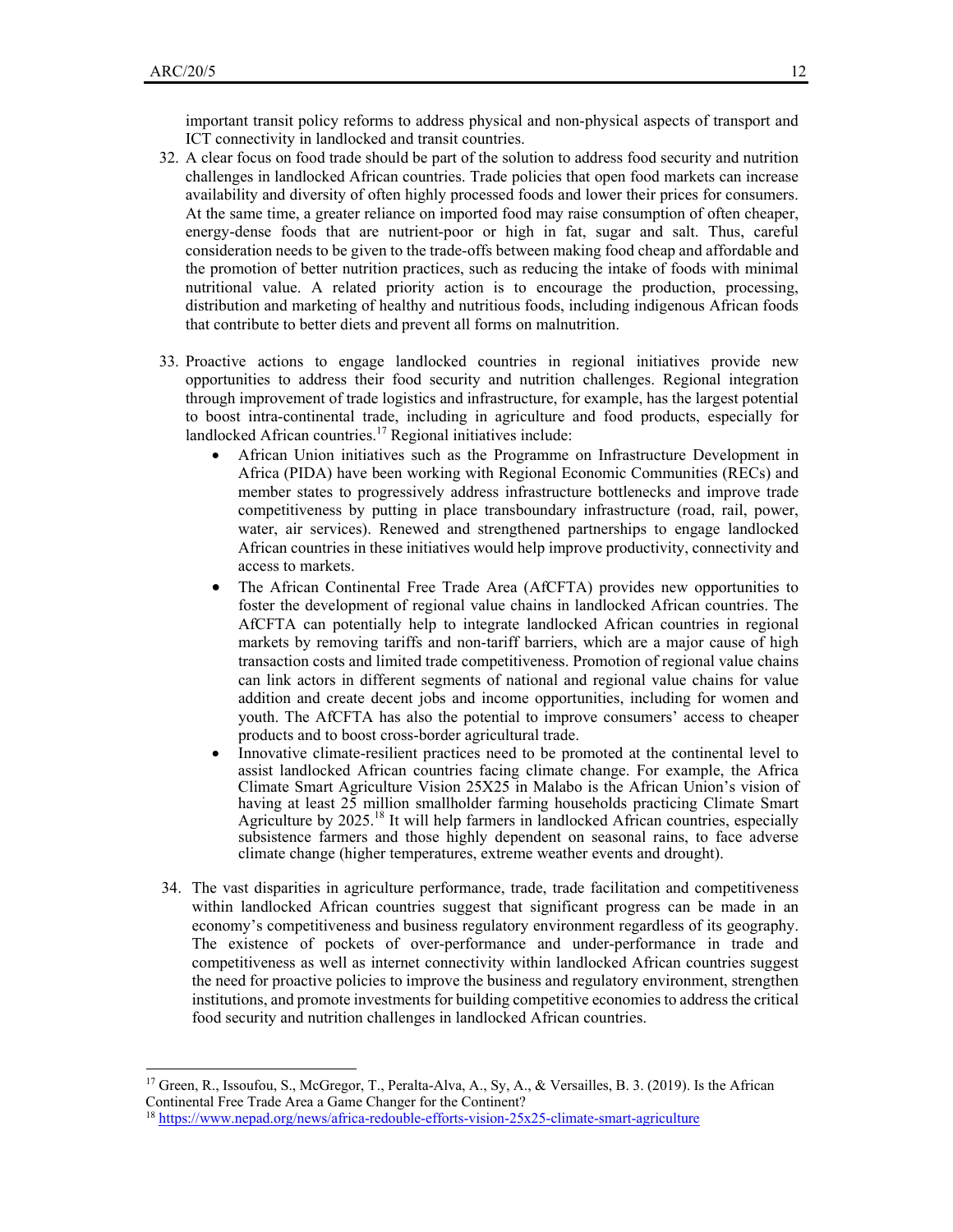important transit policy reforms to address physical and non-physical aspects of transport and ICT connectivity in landlocked and transit countries.

32. A clear focus on food trade should be part of the solution to address food security and nutrition challenges in landlocked African countries. Trade policies that open food markets can increase availability and diversity of often highly processed foods and lower their prices for consumers. At the same time, a greater reliance on imported food may raise consumption of often cheaper, energy-dense foods that are nutrient-poor or high in fat, sugar and salt. Thus, careful consideration needs to be given to the trade-offs between making food cheap and affordable and the promotion of better nutrition practices, such as reducing the intake of foods with minimal nutritional value. A related priority action is to encourage the production, processing, distribution and marketing of healthy and nutritious foods, including indigenous African foods that contribute to better diets and prevent all forms on malnutrition.

33. Proactive actions to engage landlocked countries in regional initiatives provide new opportunities to address their food security and nutrition challenges. Regional integration through improvement of trade logistics and infrastructure, for example, has the largest potential to boost intra-continental trade, including in agriculture and food products, especially for landlocked African countries.[17] Regional initiatives include:
    - African Union initiatives such as the Programme on Infrastructure Development in Africa (PIDA) have been working with Regional Economic Communities (RECs) and member states to progressively address infrastructure bottlenecks and improve trade competitiveness by putting in place transboundary infrastructure (road, rail, power, water, air services). Renewed and strengthened partnerships to engage landlocked African countries in these initiatives would help improve productivity, connectivity and access to markets.
    - The African Continental Free Trade Area (AfCFTA) provides new opportunities to foster the development of regional value chains in landlocked African countries. The AfCFTA can potentially help to integrate landlocked African countries in regional markets by removing tariffs and non-tariff barriers, which are a major cause of high transaction costs and limited trade competitiveness. Promotion of regional value chains can link actors in different segments of national and regional value chains for value addition and create decent jobs and income opportunities, including for women and youth. The AfCFTA has also the potential to improve consumers' access to cheaper products and to boost cross-border agricultural trade.
    - Innovative climate-resilient practices need to be promoted at the continental level to assist landlocked African countries facing climate change. For example, the Africa Climate Smart Agriculture Vision 25X25 in Malabo is the African Union's vision of having at least 25 million smallholder farming households practicing Climate Smart Agriculture by 2025.[18] It will help farmers in landlocked African countries, especially subsistence farmers and those highly dependent on seasonal rains, to face adverse climate change (higher temperatures, extreme weather events and drought).

34. The vast disparities in agriculture performance, trade, trade facilitation and competitiveness within landlocked African countries suggest that significant progress can be made in an economy's competitiveness and business regulatory environment regardless of its geography. The existence of pockets of over-performance and under-performance in trade and competitiveness as well as internet connectivity within landlocked African countries suggest the need for proactive policies to improve the business and regulatory environment, strengthen institutions, and promote investments for building competitive economies to address the critical food security and nutrition challenges in landlocked African countries.

---

[17] Green, R., Issoufou, S., McGregor, T., Peralta-Alva, A., Sy, A., & Versailles, B. 3. (2019). Is the African Continental Free Trade Area a Game Changer for the Continent?

[18] https://www.nepad.org/news/africa-redouble-efforts-vision-25x25-climate-smart-agriculture